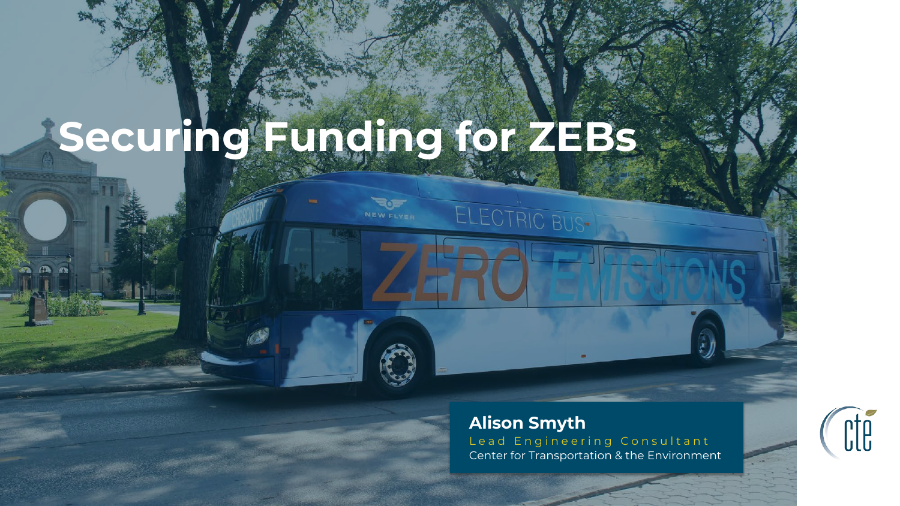# Securing Funding for ZEBs

**Alison Smyth**

Lead Engineering Consultant

Center for Transportation & the Environment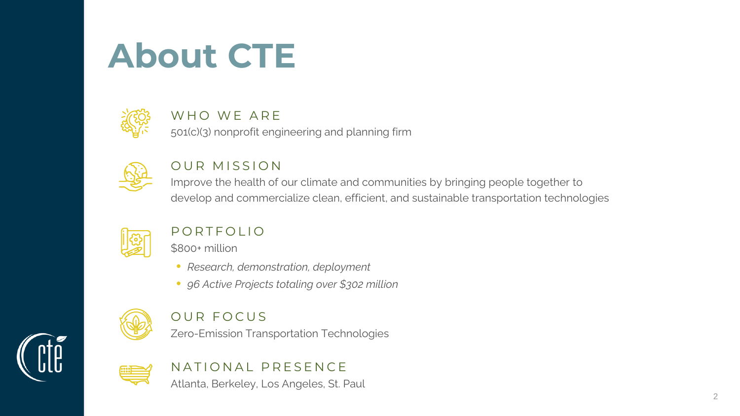# About CTE

### WHO WE ARE

501(c)(3) nonprofit engineering and planning firm

### OUR MISSION

Improve the health of our climate and communities by bringing people together to develop and commercialize clean, efficient, and sustainable transportation technologies

### PORTFOLIO

$800+ million

- *Research, demonstration, deployment*
- *96 Active Projects totaling over $302 million*

### OUR FOCUS

Zero-Emission Transportation Technologies

### NATIONAL PRESENCE

Atlanta, Berkeley, Los Angeles, St. Paul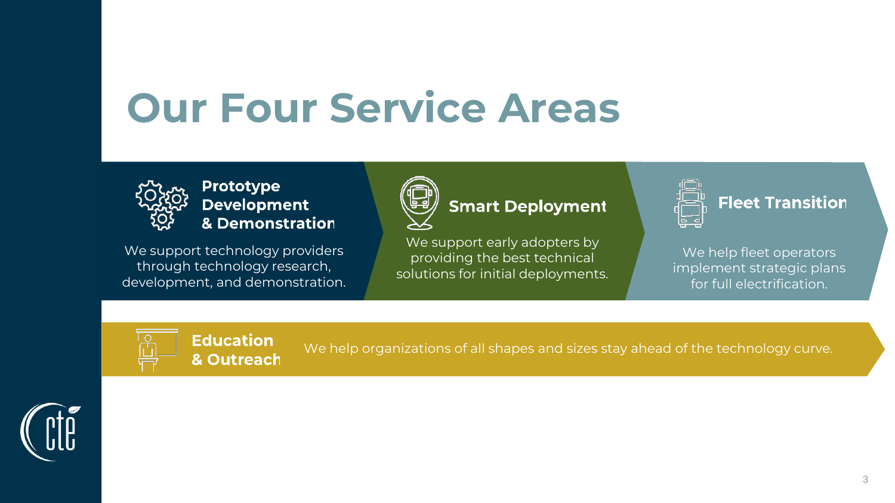# Our Four Service Areas

### Prototype Development & Demonstration

We support technology providers through technology research, development, and demonstration.

### Smart Deployment

We support early adopters by providing the best technical solutions for initial deployments.

### Fleet Transition

We help fleet operators implement strategic plans for full electrification.

### Education & Outreach

We help organizations of all shapes and sizes stay ahead of the technology curve.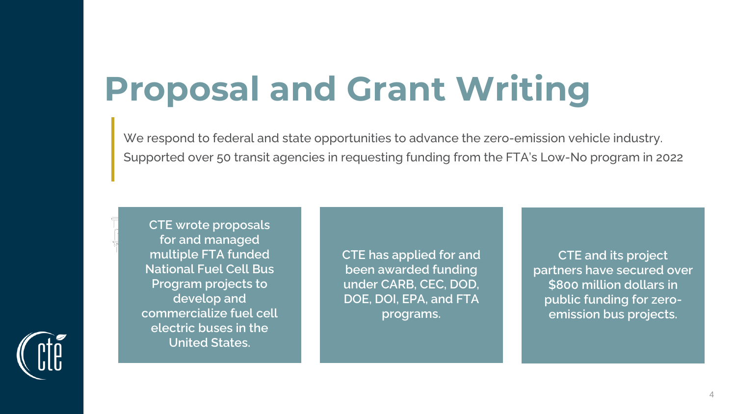# Proposal and Grant Writing

We respond to federal and state opportunities to advance the zero-emission vehicle industry.
Supported over 50 transit agencies in requesting funding from the FTA's Low-No program in 2022

**CTE wrote proposals for and managed multiple FTA funded National Fuel Cell Bus Program projects to develop and commercialize fuel cell electric buses in the United States.**

**CTE has applied for and been awarded funding under CARB, CEC, DOD, DOE, DOI, EPA, and FTA programs.**

**CTE and its project partners have secured over $800 million dollars in public funding for zero-emission bus projects.**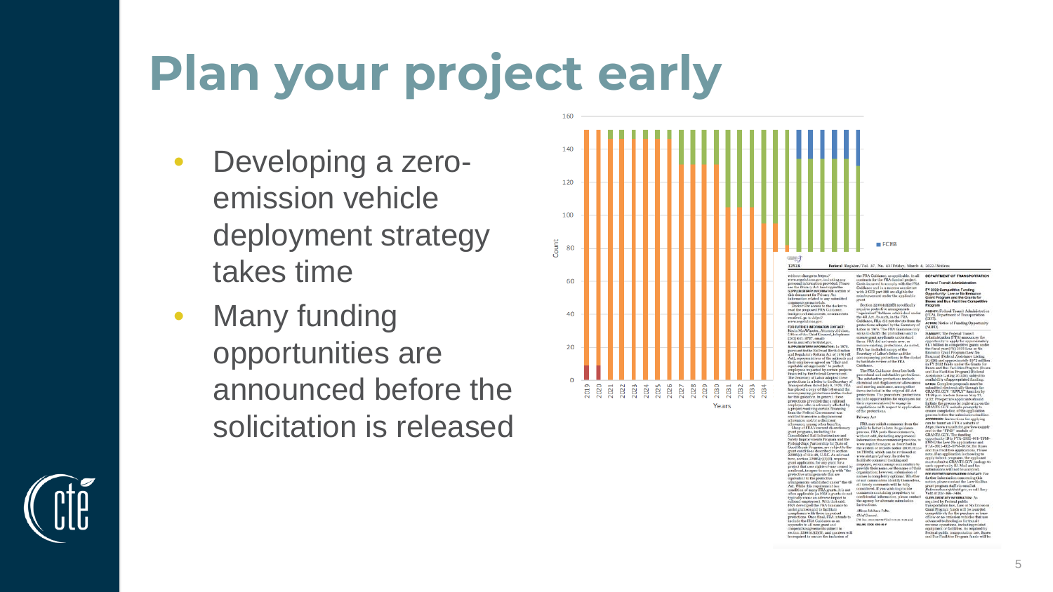# Plan your project early

- Developing a zero-emission vehicle deployment strategy takes time
- Many funding opportunities are announced before the solicitation is released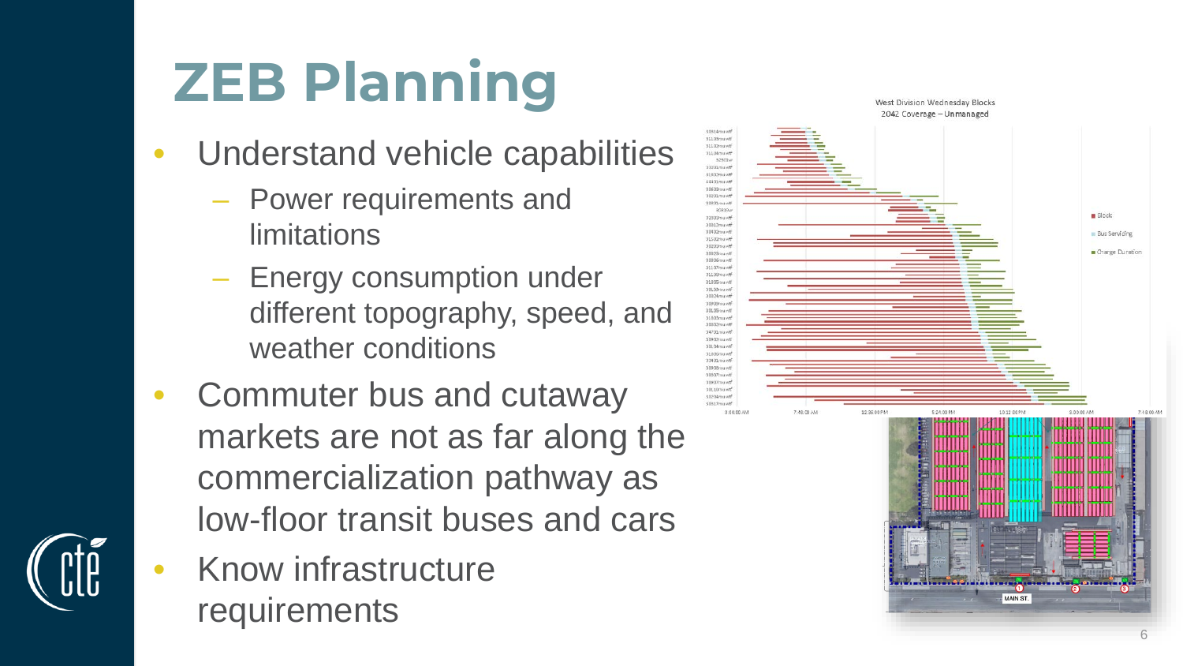# ZEB Planning

- Understand vehicle capabilities
  - Power requirements and limitations
  - Energy consumption under different topography, speed, and weather conditions
- Commuter bus and cutaway markets are not as far along the commercialization pathway as low-floor transit buses and cars
- Know infrastructure requirements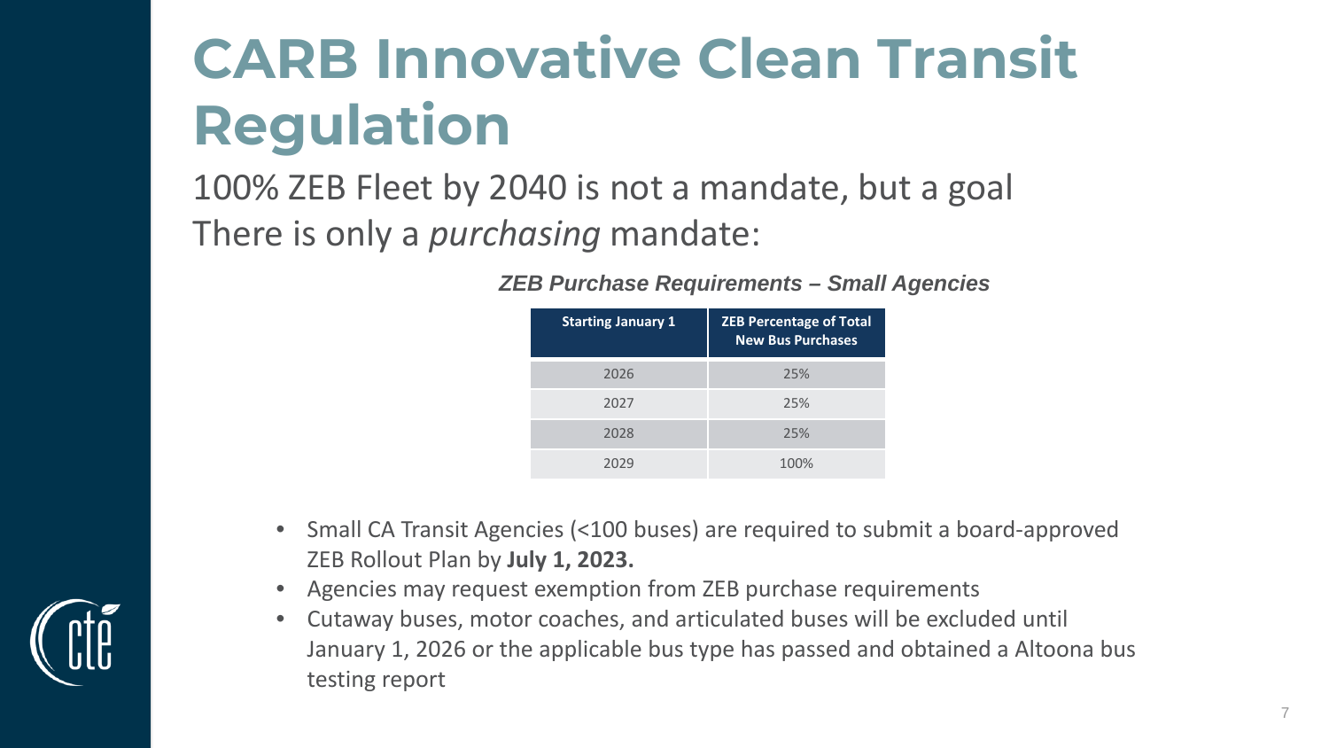# CARB Innovative Clean Transit Regulation

100% ZEB Fleet by 2040 is not a mandate, but a goal
There is only a *purchasing* mandate:

***ZEB Purchase Requirements – Small Agencies***

| Starting January 1 | ZEB Percentage of Total New Bus Purchases |
|---|---|
| 2026 | 25% |
| 2027 | 25% |
| 2028 | 25% |
| 2029 | 100% |

- Small CA Transit Agencies (<100 buses) are required to submit a board-approved ZEB Rollout Plan by **July 1, 2023.**
- Agencies may request exemption from ZEB purchase requirements
- Cutaway buses, motor coaches, and articulated buses will be excluded until January 1, 2026 or the applicable bus type has passed and obtained a Altoona bus testing report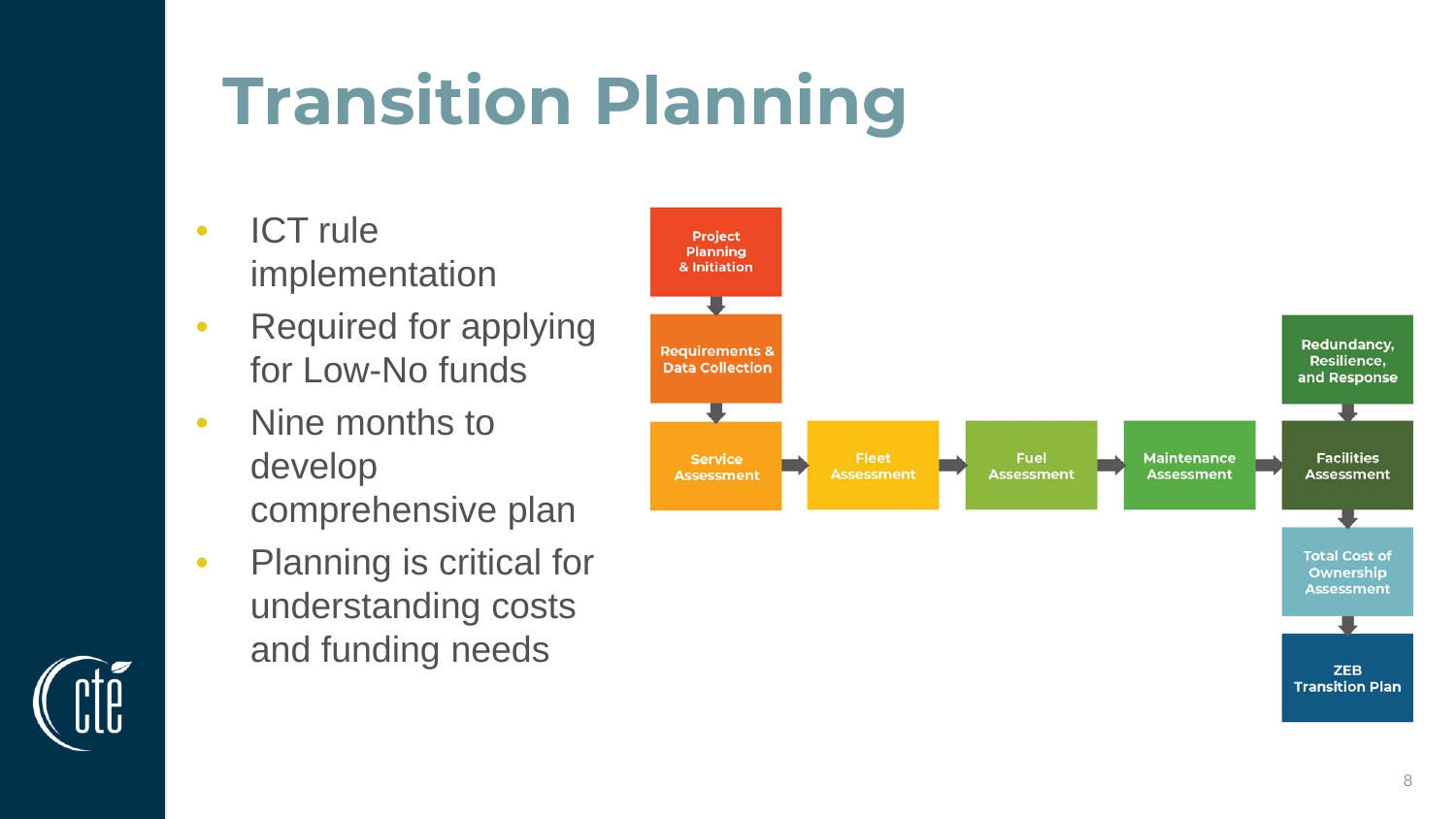# Transition Planning

- ICT rule implementation
- Required for applying for Low-No funds
- Nine months to develop comprehensive plan
- Planning is critical for understanding costs and funding needs

Project Planning & Initiation → Requirements & Data Collection → Service Assessment → Fleet Assessment → Fuel Assessment → Maintenance Assessment → Facilities Assessment → Total Cost of Ownership Assessment → ZEB Transition Plan

Redundancy, Resilience, and Response → Facilities Assessment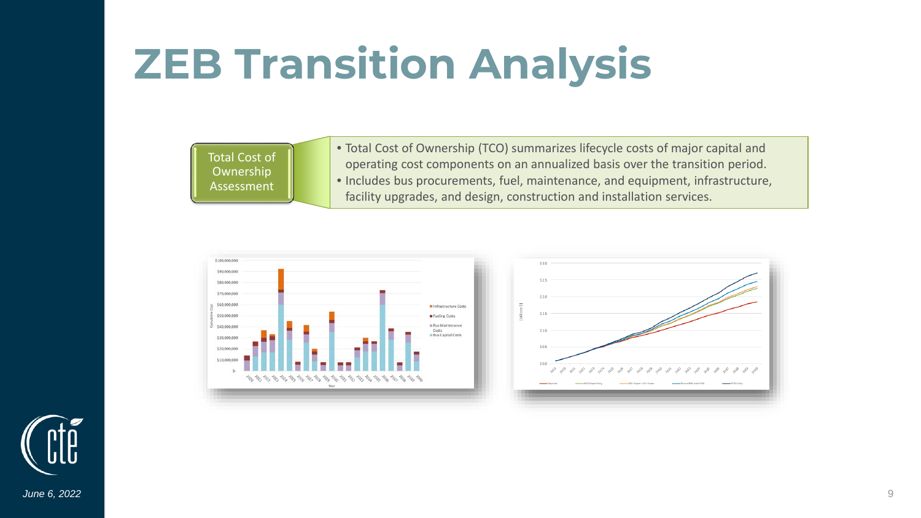# ZEB Transition Analysis

**Total Cost of Ownership Assessment**

- Total Cost of Ownership (TCO) summarizes lifecycle costs of major capital and operating cost components on an annualized basis over the transition period.
- Includes bus procurements, fuel, maintenance, and equipment, infrastructure, facility upgrades, and design, construction and installation services.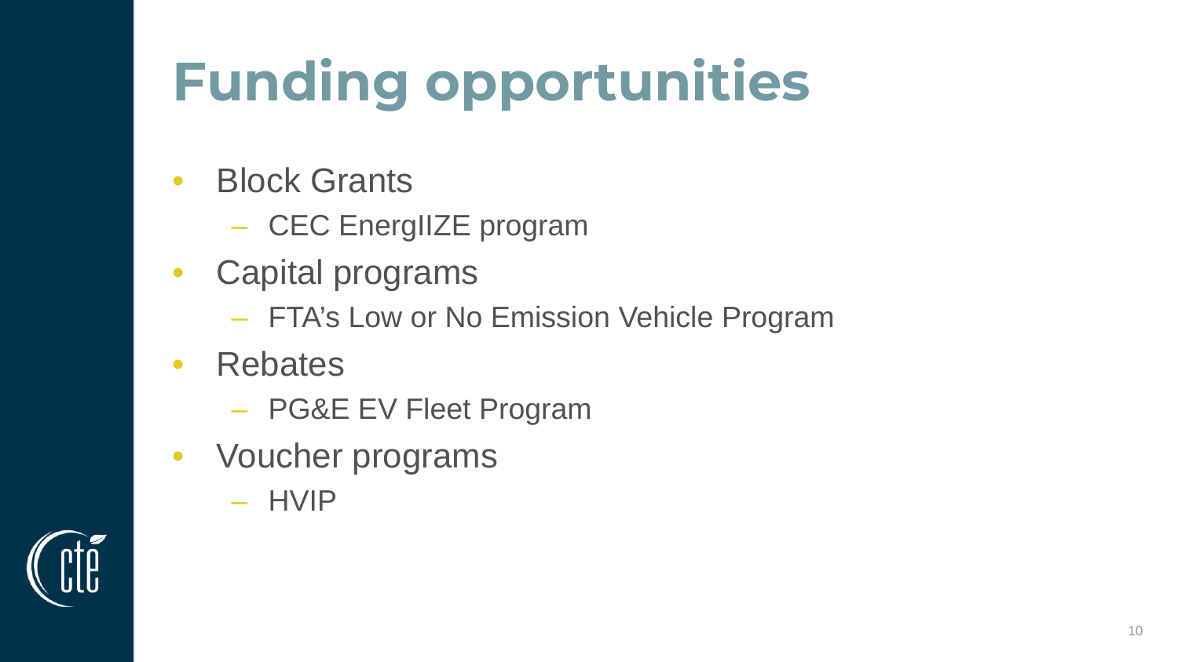# Funding opportunities

- Block Grants
  - CEC EnergIIZE program
- Capital programs
  - FTA's Low or No Emission Vehicle Program
- Rebates
  - PG&E EV Fleet Program
- Voucher programs
  - HVIP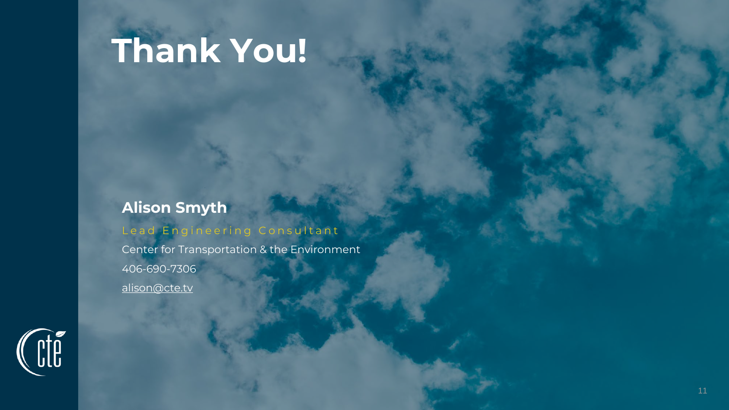# Thank You!

**Alison Smyth**

Lead Engineering Consultant

Center for Transportation & the Environment

406-690-7306

alison@cte.tv